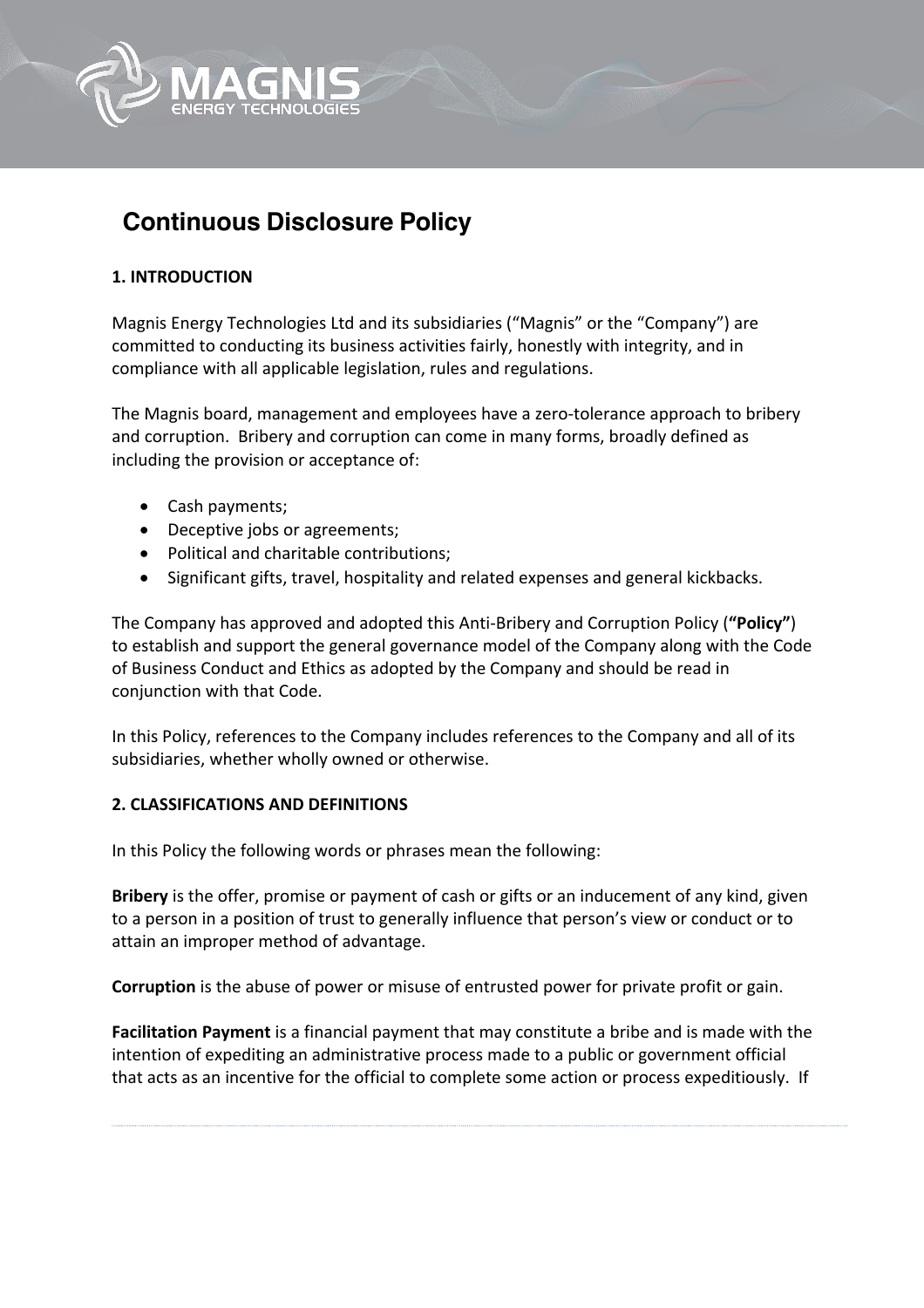# Continuous Disclosure Policy

## 1. INTRODUCTION

Magnis Energy Technologies Ltd and its subsidiaries ("Magnis" or the "Company") are committed to conducting its business activities fairly, honestly with integrity, and in compliance with all applicable legislation, rules and regulations.

The Magnis board, management and employees have a zero-tolerance approach to bribery and corruption. Bribery and corruption can come in many forms, broadly defined as including the provision or acceptance of:

- Cash payments;
- Deceptive jobs or agreements;
- Political and charitable contributions;
- Significant gifts, travel, hospitality and related expenses and general kickbacks.

The Company has approved and adopted this Anti-Bribery and Corruption Policy (**"Policy"**) to establish and support the general governance model of the Company along with the Code of Business Conduct and Ethics as adopted by the Company and should be read in conjunction with that Code.

In this Policy, references to the Company includes references to the Company and all of its subsidiaries, whether wholly owned or otherwise.

## 2. CLASSIFICATIONS AND DEFINITIONS

In this Policy the following words or phrases mean the following:

**Bribery** is the offer, promise or payment of cash or gifts or an inducement of any kind, given to a person in a position of trust to generally influence that person's view or conduct or to attain an improper method of advantage.

**Corruption** is the abuse of power or misuse of entrusted power for private profit or gain.

**Facilitation Payment** is a financial payment that may constitute a bribe and is made with the intention of expediting an administrative process made to a public or government official that acts as an incentive for the official to complete some action or process expeditiously. If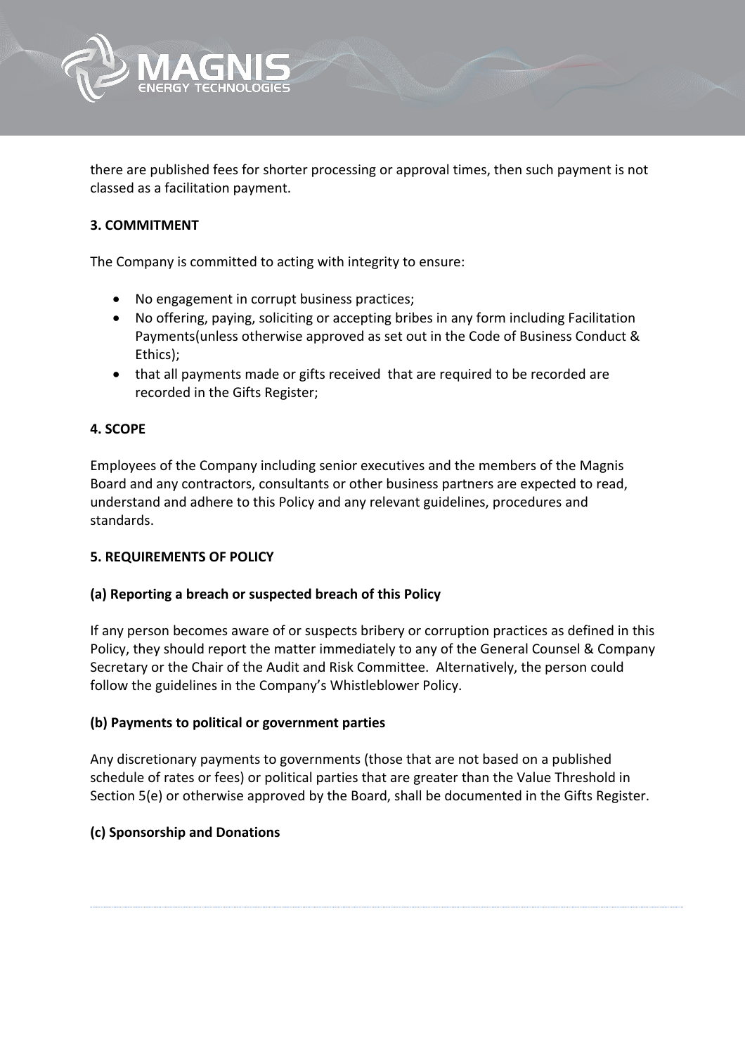there are published fees for shorter processing or approval times, then such payment is not classed as a facilitation payment.

### 3. COMMITMENT

The Company is committed to acting with integrity to ensure:

- No engagement in corrupt business practices;
- No offering, paying, soliciting or accepting bribes in any form including Facilitation Payments(unless otherwise approved as set out in the Code of Business Conduct & Ethics);
- that all payments made or gifts received that are required to be recorded are recorded in the Gifts Register;

### 4. SCOPE

Employees of the Company including senior executives and the members of the Magnis Board and any contractors, consultants or other business partners are expected to read, understand and adhere to this Policy and any relevant guidelines, procedures and standards.

### 5. REQUIREMENTS OF POLICY

#### (a) Reporting a breach or suspected breach of this Policy

If any person becomes aware of or suspects bribery or corruption practices as defined in this Policy, they should report the matter immediately to any of the General Counsel & Company Secretary or the Chair of the Audit and Risk Committee. Alternatively, the person could follow the guidelines in the Company's Whistleblower Policy.

#### (b) Payments to political or government parties

Any discretionary payments to governments (those that are not based on a published schedule of rates or fees) or political parties that are greater than the Value Threshold in Section 5(e) or otherwise approved by the Board, shall be documented in the Gifts Register.

#### (c) Sponsorship and Donations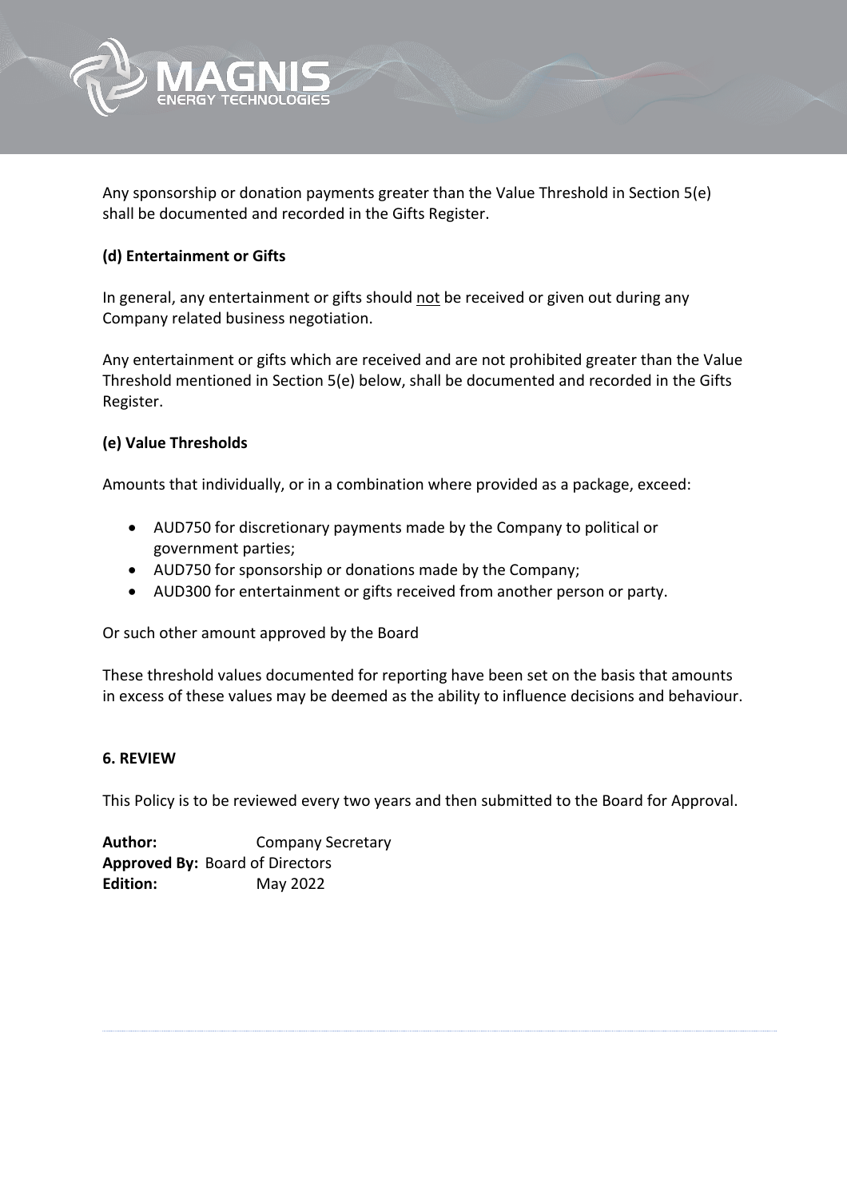Any sponsorship or donation payments greater than the Value Threshold in Section 5(e) shall be documented and recorded in the Gifts Register.

**(d) Entertainment or Gifts**

In general, any entertainment or gifts should not be received or given out during any Company related business negotiation.

Any entertainment or gifts which are received and are not prohibited greater than the Value Threshold mentioned in Section 5(e) below, shall be documented and recorded in the Gifts Register.

**(e) Value Thresholds**

Amounts that individually, or in a combination where provided as a package, exceed:

- AUD750 for discretionary payments made by the Company to political or government parties;
- AUD750 for sponsorship or donations made by the Company;
- AUD300 for entertainment or gifts received from another person or party.

Or such other amount approved by the Board

These threshold values documented for reporting have been set on the basis that amounts in excess of these values may be deemed as the ability to influence decisions and behaviour.

**6. REVIEW**

This Policy is to be reviewed every two years and then submitted to the Board for Approval.

**Author:** Company Secretary
**Approved By:** Board of Directors
**Edition:** May 2022